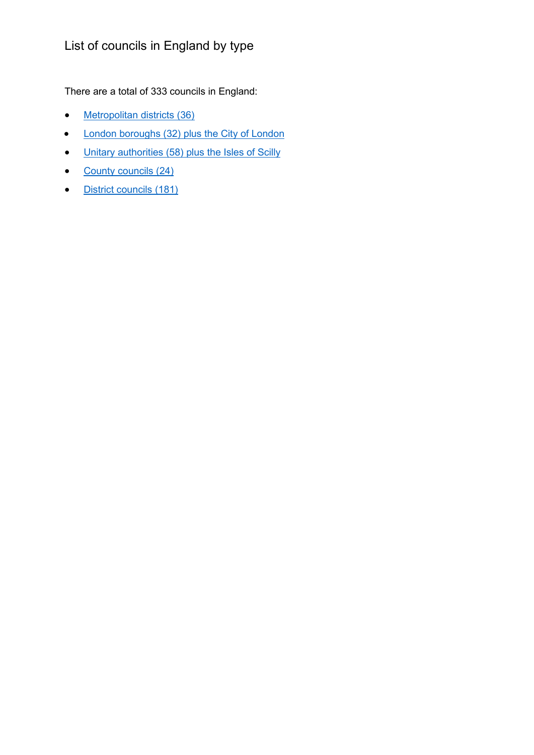# List of councils in England by type

There are a total of 333 councils in England:

- Metropolitan districts (36)
- London boroughs (32) plus the City of London
- Unitary authorities (58) plus the Isles of Scilly
- County councils (24)
- District councils (181)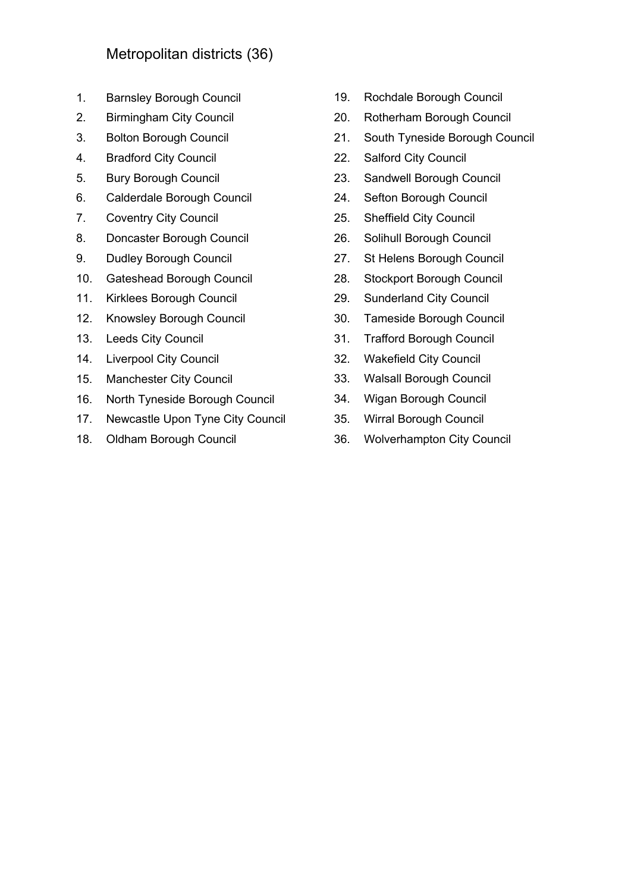## Metropolitan districts (36)

1. Barnsley Borough Council
2. Birmingham City Council
3. Bolton Borough Council
4. Bradford City Council
5. Bury Borough Council
6. Calderdale Borough Council
7. Coventry City Council
8. Doncaster Borough Council
9. Dudley Borough Council
10. Gateshead Borough Council
11. Kirklees Borough Council
12. Knowsley Borough Council
13. Leeds City Council
14. Liverpool City Council
15. Manchester City Council
16. North Tyneside Borough Council
17. Newcastle Upon Tyne City Council
18. Oldham Borough Council
19. Rochdale Borough Council
20. Rotherham Borough Council
21. South Tyneside Borough Council
22. Salford City Council
23. Sandwell Borough Council
24. Sefton Borough Council
25. Sheffield City Council
26. Solihull Borough Council
27. St Helens Borough Council
28. Stockport Borough Council
29. Sunderland City Council
30. Tameside Borough Council
31. Trafford Borough Council
32. Wakefield City Council
33. Walsall Borough Council
34. Wigan Borough Council
35. Wirral Borough Council
36. Wolverhampton City Council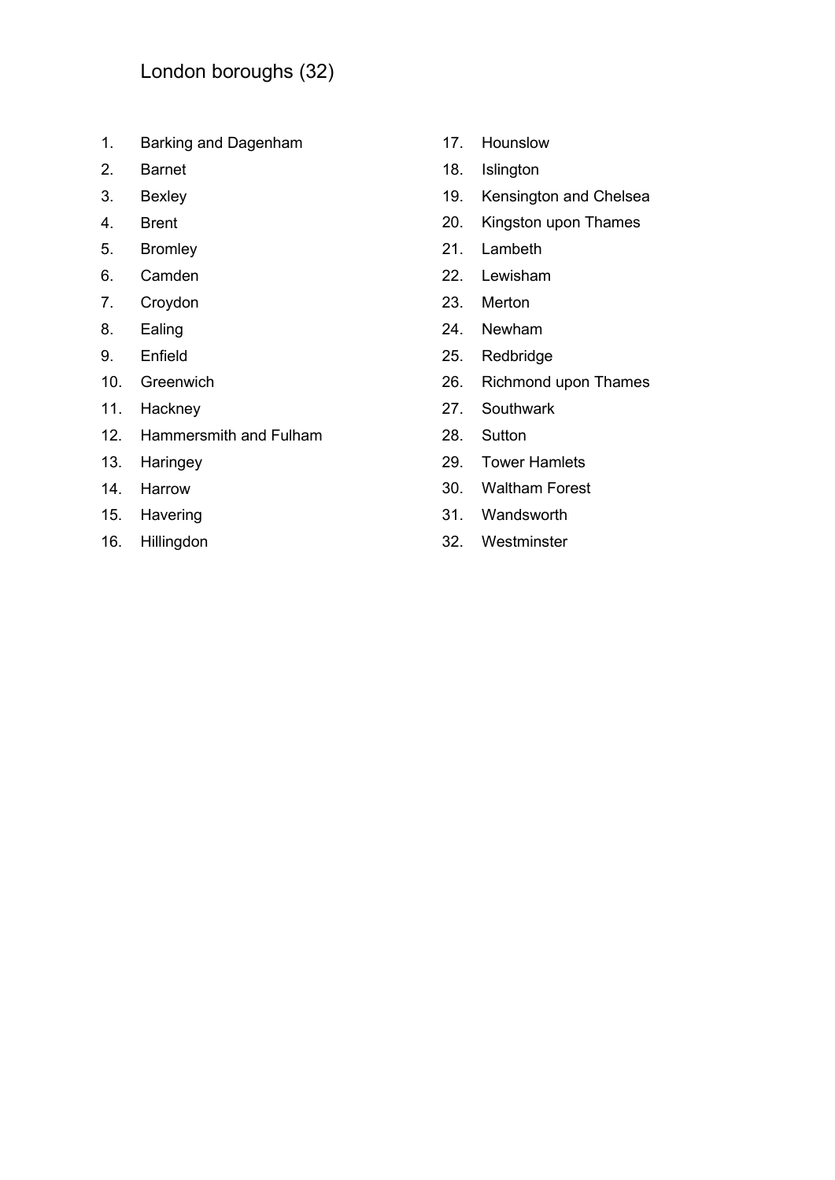# London boroughs (32)

1. Barking and Dagenham
2. Barnet
3. Bexley
4. Brent
5. Bromley
6. Camden
7. Croydon
8. Ealing
9. Enfield
10. Greenwich
11. Hackney
12. Hammersmith and Fulham
13. Haringey
14. Harrow
15. Havering
16. Hillingdon
17. Hounslow
18. Islington
19. Kensington and Chelsea
20. Kingston upon Thames
21. Lambeth
22. Lewisham
23. Merton
24. Newham
25. Redbridge
26. Richmond upon Thames
27. Southwark
28. Sutton
29. Tower Hamlets
30. Waltham Forest
31. Wandsworth
32. Westminster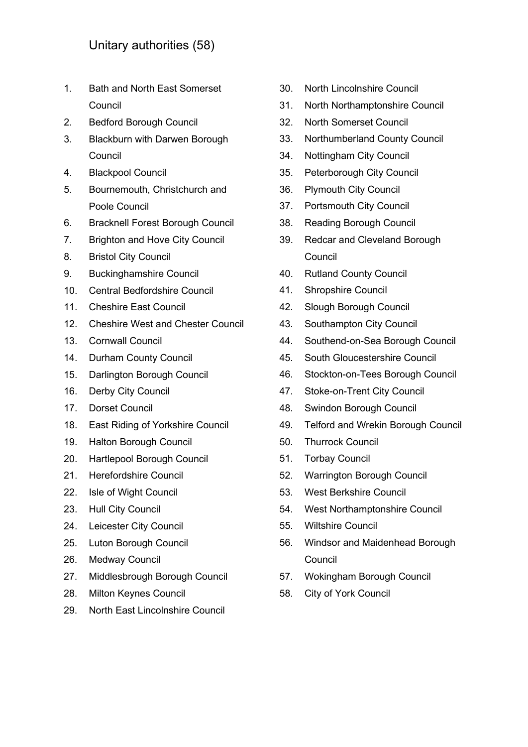## Unitary authorities (58)

1. Bath and North East Somerset Council
2. Bedford Borough Council
3. Blackburn with Darwen Borough Council
4. Blackpool Council
5. Bournemouth, Christchurch and Poole Council
6. Bracknell Forest Borough Council
7. Brighton and Hove City Council
8. Bristol City Council
9. Buckinghamshire Council
10. Central Bedfordshire Council
11. Cheshire East Council
12. Cheshire West and Chester Council
13. Cornwall Council
14. Durham County Council
15. Darlington Borough Council
16. Derby City Council
17. Dorset Council
18. East Riding of Yorkshire Council
19. Halton Borough Council
20. Hartlepool Borough Council
21. Herefordshire Council
22. Isle of Wight Council
23. Hull City Council
24. Leicester City Council
25. Luton Borough Council
26. Medway Council
27. Middlesbrough Borough Council
28. Milton Keynes Council
29. North East Lincolnshire Council
30. North Lincolnshire Council
31. North Northamptonshire Council
32. North Somerset Council
33. Northumberland County Council
34. Nottingham City Council
35. Peterborough City Council
36. Plymouth City Council
37. Portsmouth City Council
38. Reading Borough Council
39. Redcar and Cleveland Borough Council
40. Rutland County Council
41. Shropshire Council
42. Slough Borough Council
43. Southampton City Council
44. Southend-on-Sea Borough Council
45. South Gloucestershire Council
46. Stockton-on-Tees Borough Council
47. Stoke-on-Trent City Council
48. Swindon Borough Council
49. Telford and Wrekin Borough Council
50. Thurrock Council
51. Torbay Council
52. Warrington Borough Council
53. West Berkshire Council
54. West Northamptonshire Council
55. Wiltshire Council
56. Windsor and Maidenhead Borough Council
57. Wokingham Borough Council
58. City of York Council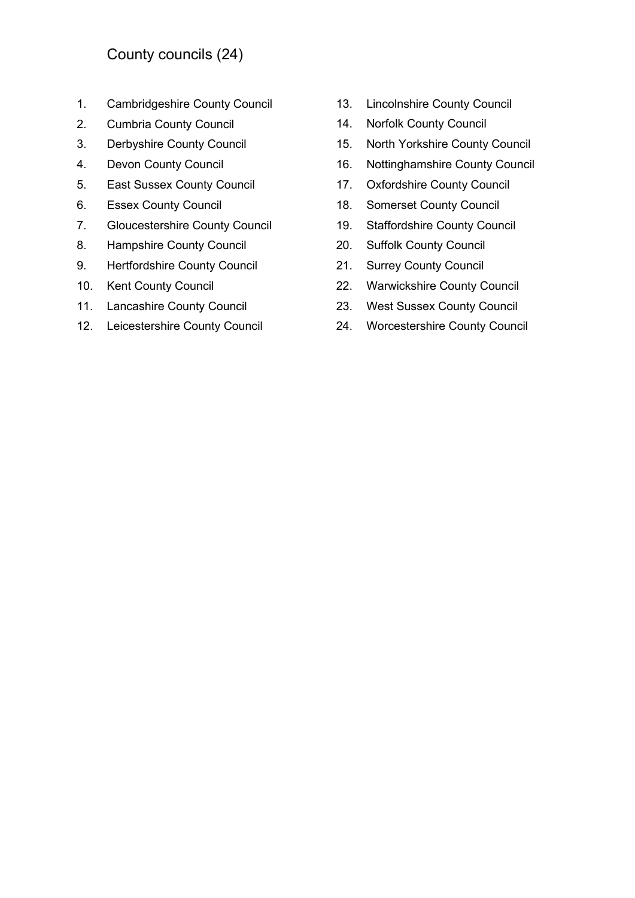## County councils (24)

1. Cambridgeshire County Council
2. Cumbria County Council
3. Derbyshire County Council
4. Devon County Council
5. East Sussex County Council
6. Essex County Council
7. Gloucestershire County Council
8. Hampshire County Council
9. Hertfordshire County Council
10. Kent County Council
11. Lancashire County Council
12. Leicestershire County Council
13. Lincolnshire County Council
14. Norfolk County Council
15. North Yorkshire County Council
16. Nottinghamshire County Council
17. Oxfordshire County Council
18. Somerset County Council
19. Staffordshire County Council
20. Suffolk County Council
21. Surrey County Council
22. Warwickshire County Council
23. West Sussex County Council
24. Worcestershire County Council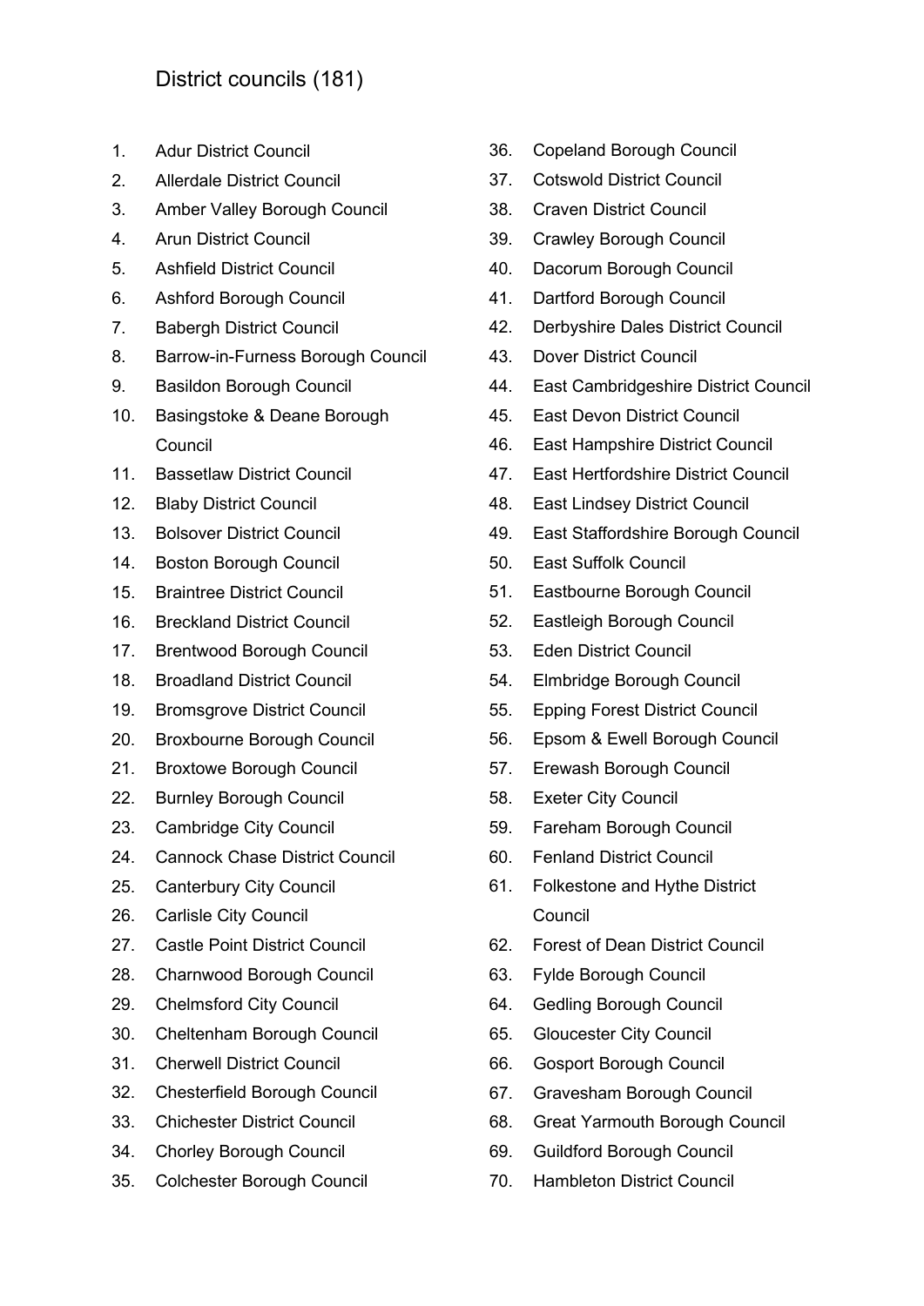District councils (181)

1. Adur District Council
2. Allerdale District Council
3. Amber Valley Borough Council
4. Arun District Council
5. Ashfield District Council
6. Ashford Borough Council
7. Babergh District Council
8. Barrow-in-Furness Borough Council
9. Basildon Borough Council
10. Basingstoke & Deane Borough Council
11. Bassetlaw District Council
12. Blaby District Council
13. Bolsover District Council
14. Boston Borough Council
15. Braintree District Council
16. Breckland District Council
17. Brentwood Borough Council
18. Broadland District Council
19. Bromsgrove District Council
20. Broxbourne Borough Council
21. Broxtowe Borough Council
22. Burnley Borough Council
23. Cambridge City Council
24. Cannock Chase District Council
25. Canterbury City Council
26. Carlisle City Council
27. Castle Point District Council
28. Charnwood Borough Council
29. Chelmsford City Council
30. Cheltenham Borough Council
31. Cherwell District Council
32. Chesterfield Borough Council
33. Chichester District Council
34. Chorley Borough Council
35. Colchester Borough Council
36. Copeland Borough Council
37. Cotswold District Council
38. Craven District Council
39. Crawley Borough Council
40. Dacorum Borough Council
41. Dartford Borough Council
42. Derbyshire Dales District Council
43. Dover District Council
44. East Cambridgeshire District Council
45. East Devon District Council
46. East Hampshire District Council
47. East Hertfordshire District Council
48. East Lindsey District Council
49. East Staffordshire Borough Council
50. East Suffolk Council
51. Eastbourne Borough Council
52. Eastleigh Borough Council
53. Eden District Council
54. Elmbridge Borough Council
55. Epping Forest District Council
56. Epsom & Ewell Borough Council
57. Erewash Borough Council
58. Exeter City Council
59. Fareham Borough Council
60. Fenland District Council
61. Folkestone and Hythe District Council
62. Forest of Dean District Council
63. Fylde Borough Council
64. Gedling Borough Council
65. Gloucester City Council
66. Gosport Borough Council
67. Gravesham Borough Council
68. Great Yarmouth Borough Council
69. Guildford Borough Council
70. Hambleton District Council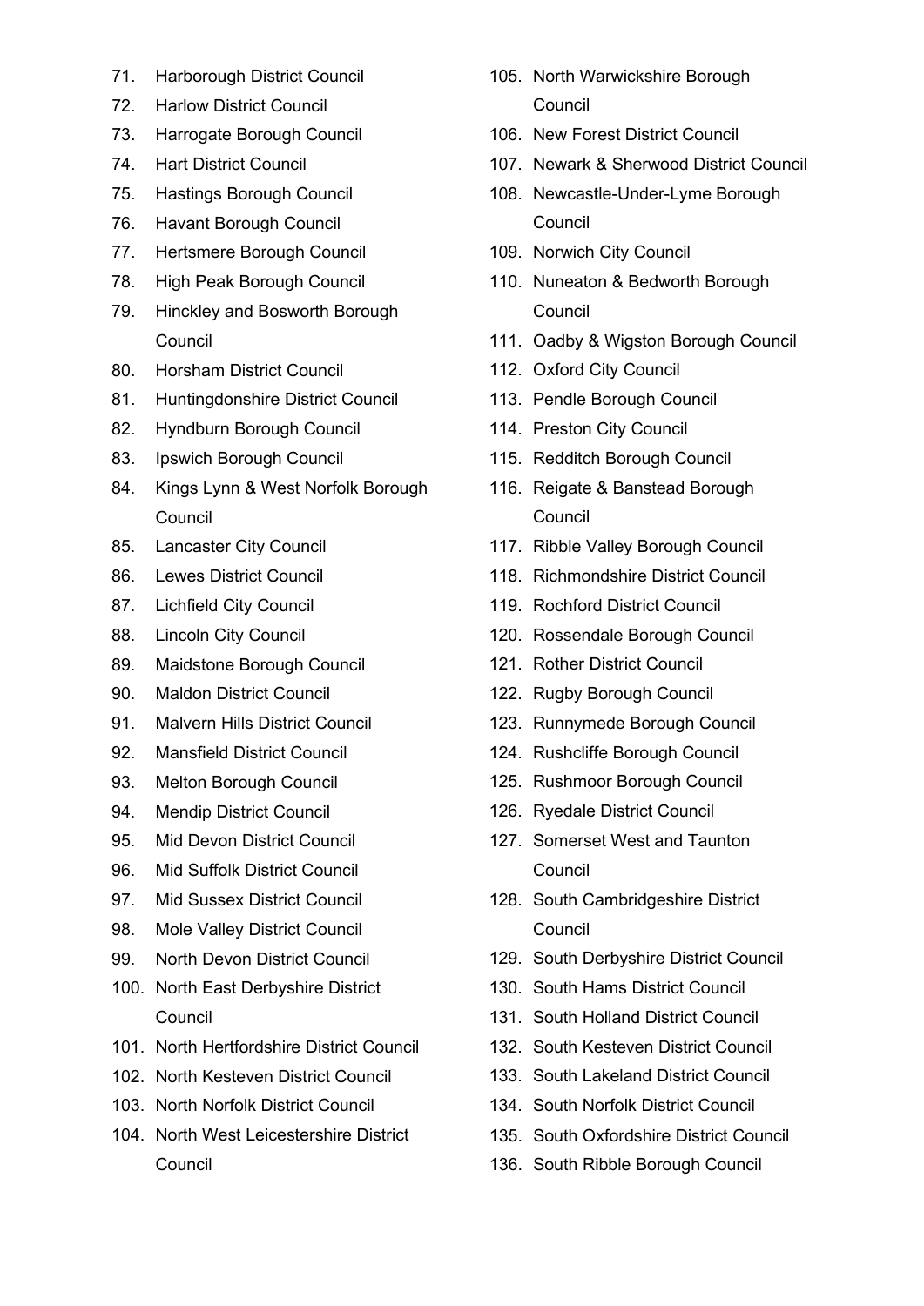71. Harborough District Council
72. Harlow District Council
73. Harrogate Borough Council
74. Hart District Council
75. Hastings Borough Council
76. Havant Borough Council
77. Hertsmere Borough Council
78. High Peak Borough Council
79. Hinckley and Bosworth Borough Council
80. Horsham District Council
81. Huntingdonshire District Council
82. Hyndburn Borough Council
83. Ipswich Borough Council
84. Kings Lynn & West Norfolk Borough Council
85. Lancaster City Council
86. Lewes District Council
87. Lichfield City Council
88. Lincoln City Council
89. Maidstone Borough Council
90. Maldon District Council
91. Malvern Hills District Council
92. Mansfield District Council
93. Melton Borough Council
94. Mendip District Council
95. Mid Devon District Council
96. Mid Suffolk District Council
97. Mid Sussex District Council
98. Mole Valley District Council
99. North Devon District Council
100. North East Derbyshire District Council
101. North Hertfordshire District Council
102. North Kesteven District Council
103. North Norfolk District Council
104. North West Leicestershire District Council
105. North Warwickshire Borough Council
106. New Forest District Council
107. Newark & Sherwood District Council
108. Newcastle-Under-Lyme Borough Council
109. Norwich City Council
110. Nuneaton & Bedworth Borough Council
111. Oadby & Wigston Borough Council
112. Oxford City Council
113. Pendle Borough Council
114. Preston City Council
115. Redditch Borough Council
116. Reigate & Banstead Borough Council
117. Ribble Valley Borough Council
118. Richmondshire District Council
119. Rochford District Council
120. Rossendale Borough Council
121. Rother District Council
122. Rugby Borough Council
123. Runnymede Borough Council
124. Rushcliffe Borough Council
125. Rushmoor Borough Council
126. Ryedale District Council
127. Somerset West and Taunton Council
128. South Cambridgeshire District Council
129. South Derbyshire District Council
130. South Hams District Council
131. South Holland District Council
132. South Kesteven District Council
133. South Lakeland District Council
134. South Norfolk District Council
135. South Oxfordshire District Council
136. South Ribble Borough Council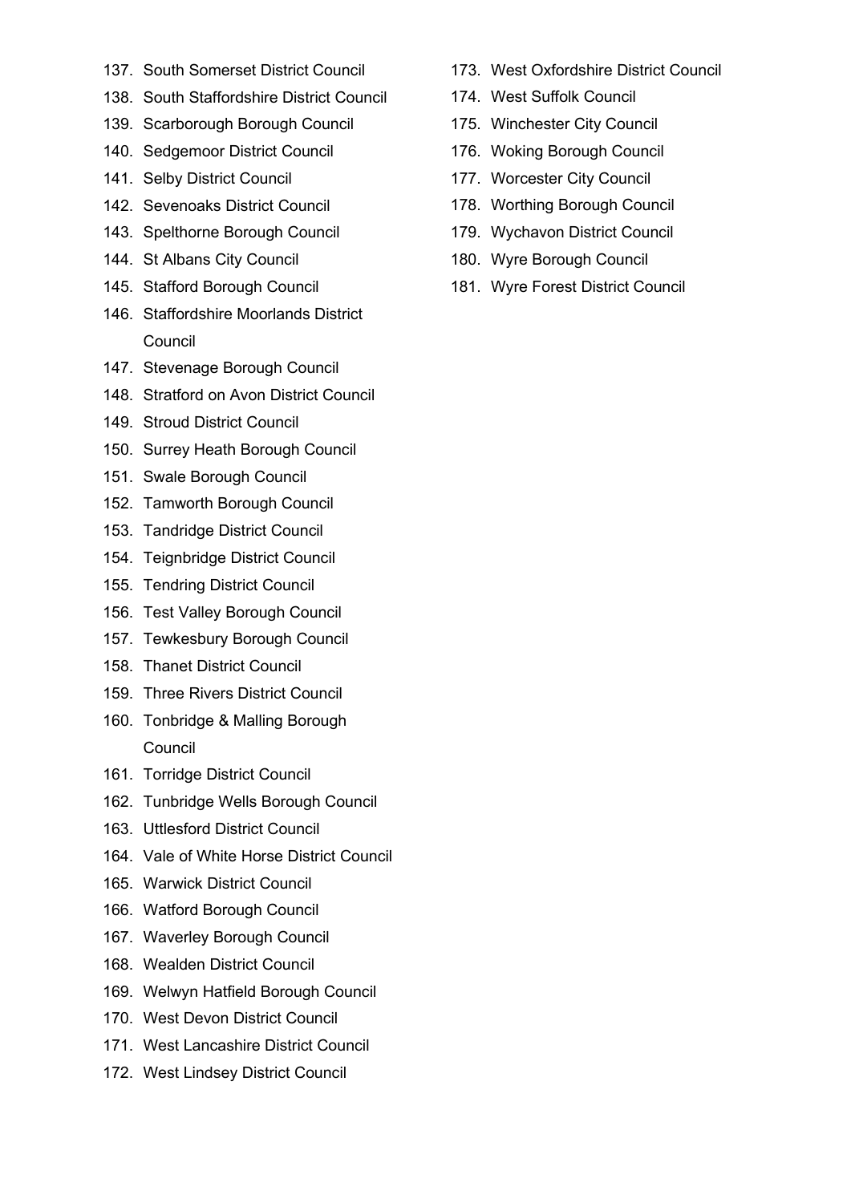137. South Somerset District Council
138. South Staffordshire District Council
139. Scarborough Borough Council
140. Sedgemoor District Council
141. Selby District Council
142. Sevenoaks District Council
143. Spelthorne Borough Council
144. St Albans City Council
145. Stafford Borough Council
146. Staffordshire Moorlands District Council
147. Stevenage Borough Council
148. Stratford on Avon District Council
149. Stroud District Council
150. Surrey Heath Borough Council
151. Swale Borough Council
152. Tamworth Borough Council
153. Tandridge District Council
154. Teignbridge District Council
155. Tendring District Council
156. Test Valley Borough Council
157. Tewkesbury Borough Council
158. Thanet District Council
159. Three Rivers District Council
160. Tonbridge & Malling Borough Council
161. Torridge District Council
162. Tunbridge Wells Borough Council
163. Uttlesford District Council
164. Vale of White Horse District Council
165. Warwick District Council
166. Watford Borough Council
167. Waverley Borough Council
168. Wealden District Council
169. Welwyn Hatfield Borough Council
170. West Devon District Council
171. West Lancashire District Council
172. West Lindsey District Council
173. West Oxfordshire District Council
174. West Suffolk Council
175. Winchester City Council
176. Woking Borough Council
177. Worcester City Council
178. Worthing Borough Council
179. Wychavon District Council
180. Wyre Borough Council
181. Wyre Forest District Council